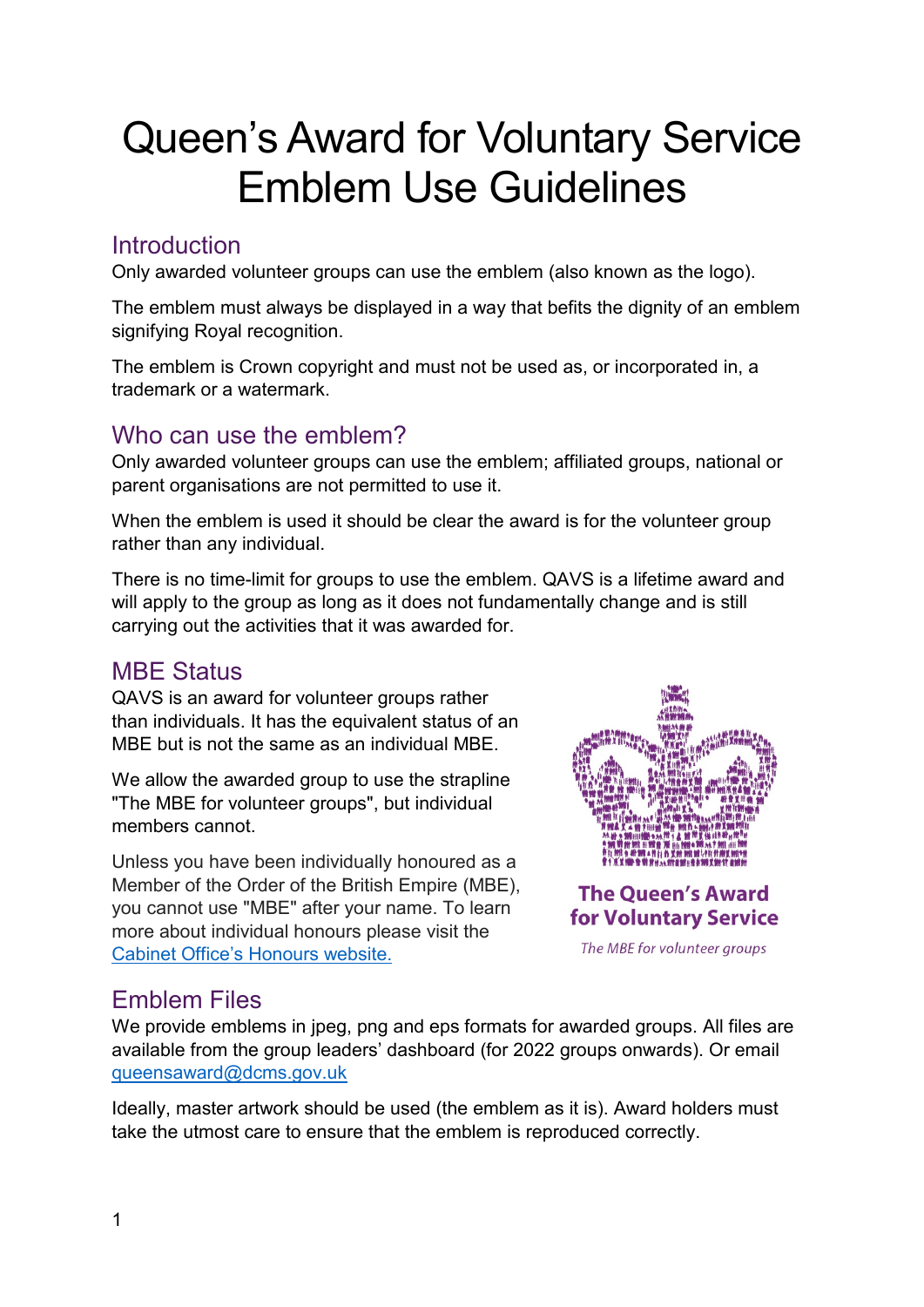# Queen's Award for Voluntary Service Emblem Use Guidelines

## Introduction

Only awarded volunteer groups can use the emblem (also known as the logo).

The emblem must always be displayed in a way that befits the dignity of an emblem signifying Royal recognition.

The emblem is Crown copyright and must not be used as, or incorporated in, a trademark or a watermark.

## Who can use the emblem?

Only awarded volunteer groups can use the emblem; affiliated groups, national or parent organisations are not permitted to use it.

When the emblem is used it should be clear the award is for the volunteer group rather than any individual.

There is no time-limit for groups to use the emblem. QAVS is a lifetime award and will apply to the group as long as it does not fundamentally change and is still carrying out the activities that it was awarded for.

## MBE Status

QAVS is an award for volunteer groups rather than individuals. It has the equivalent status of an MBE but is not the same as an individual MBE.

We allow the awarded group to use the strapline "The MBE for volunteer groups", but individual members cannot.

Unless you have been individually honoured as a Member of the Order of the British Empire (MBE), you cannot use "MBE" after your name. To learn more about individual honours please visit the [Cabinet Office's Honours website.](#)

**The Queen's Award for Voluntary Service**

*The MBE for volunteer groups*

## Emblem Files

We provide emblems in jpeg, png and eps formats for awarded groups. All files are available from the group leaders' dashboard (for 2022 groups onwards). Or email queensaward@dcms.gov.uk

Ideally, master artwork should be used (the emblem as it is). Award holders must take the utmost care to ensure that the emblem is reproduced correctly.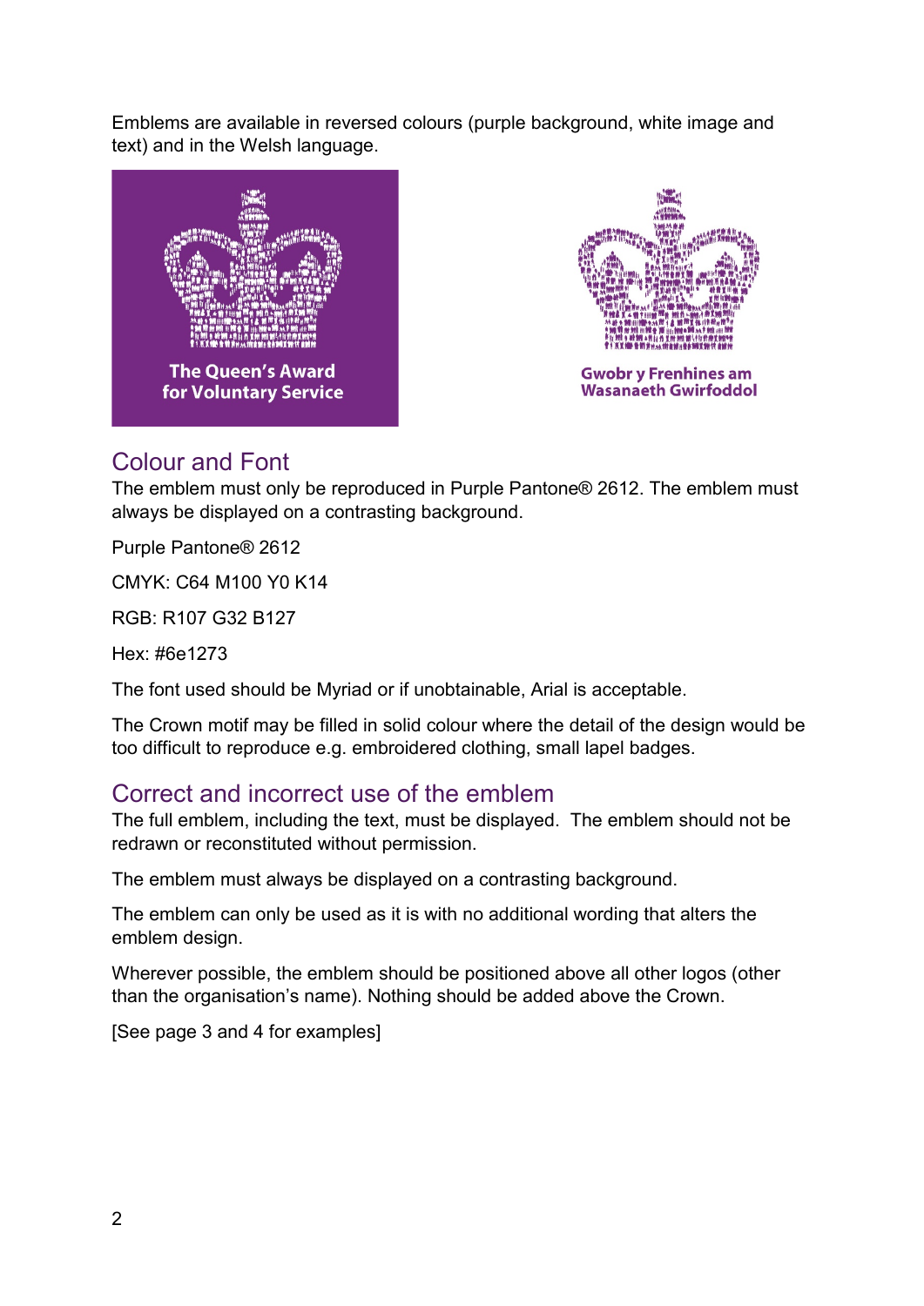Emblems are available in reversed colours (purple background, white image and text) and in the Welsh language.

The Queen's Award for Voluntary Service

Gwobr y Frenhines am Wasanaeth Gwirfoddol

## Colour and Font

The emblem must only be reproduced in Purple Pantone® 2612. The emblem must always be displayed on a contrasting background.

Purple Pantone® 2612

CMYK: C64 M100 Y0 K14

RGB: R107 G32 B127

Hex: #6e1273

The font used should be Myriad or if unobtainable, Arial is acceptable.

The Crown motif may be filled in solid colour where the detail of the design would be too difficult to reproduce e.g. embroidered clothing, small lapel badges.

## Correct and incorrect use of the emblem

The full emblem, including the text, must be displayed. The emblem should not be redrawn or reconstituted without permission.

The emblem must always be displayed on a contrasting background.

The emblem can only be used as it is with no additional wording that alters the emblem design.

Wherever possible, the emblem should be positioned above all other logos (other than the organisation's name). Nothing should be added above the Crown.

[See page 3 and 4 for examples]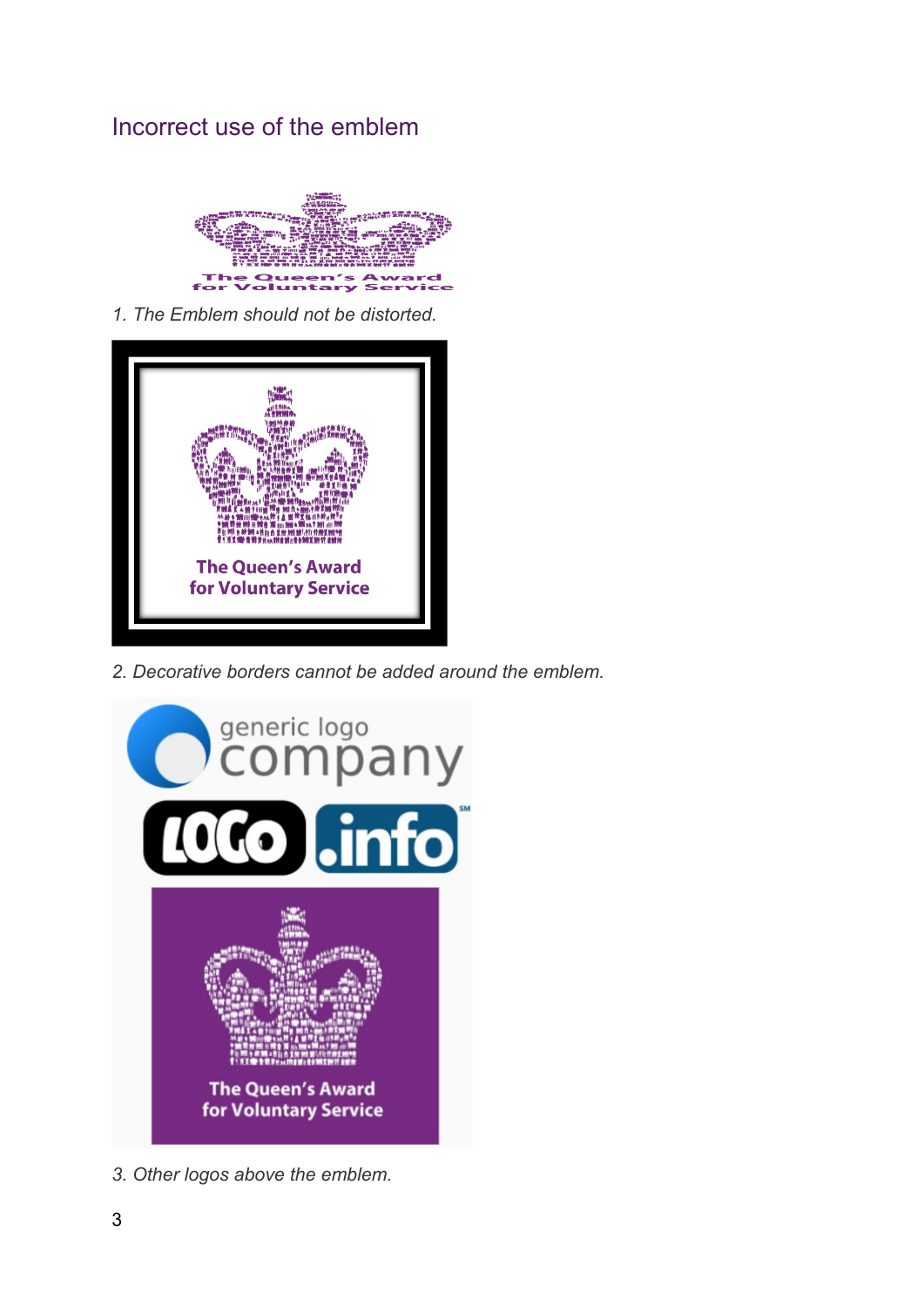## Incorrect use of the emblem

*1. The Emblem should not be distorted.*

*2. Decorative borders cannot be added around the emblem.*

*3. Other logos above the emblem.*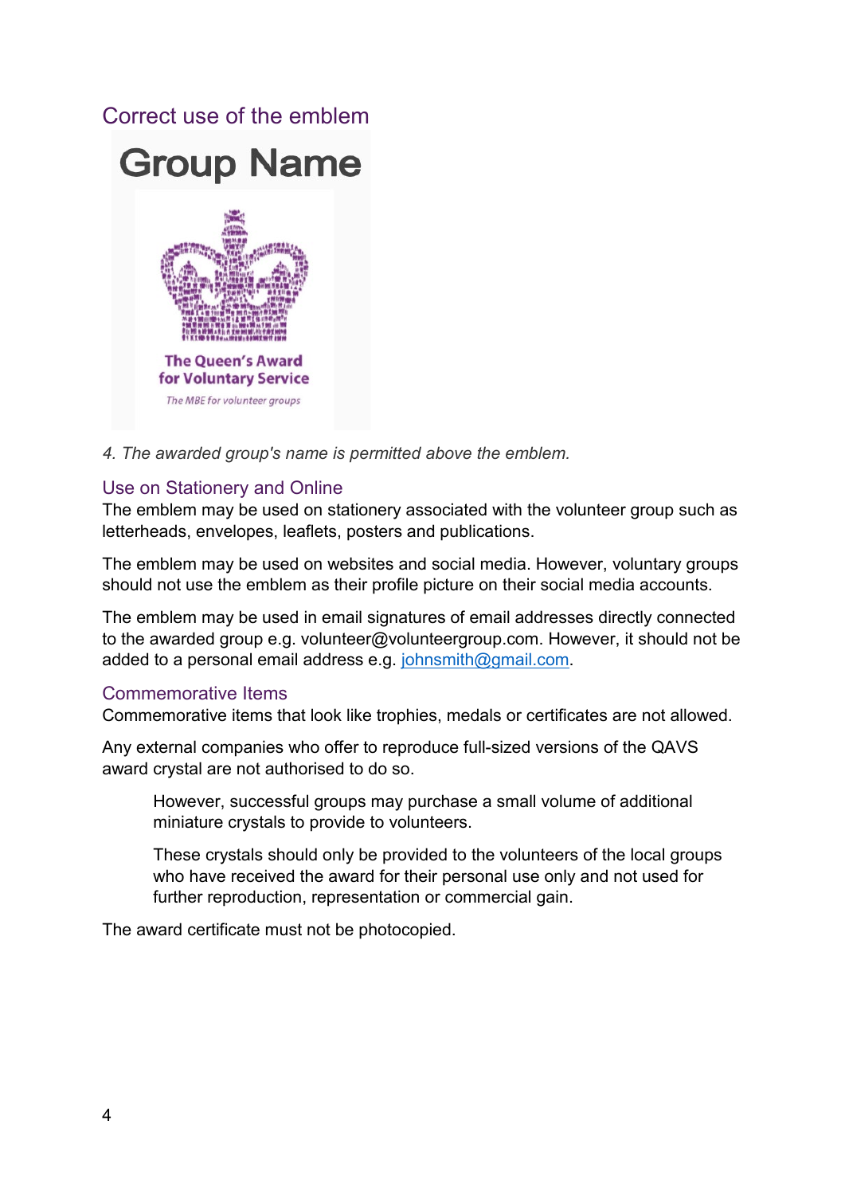## Correct use of the emblem

Group Name

The Queen's Award for Voluntary Service

The MBE for volunteer groups

*4. The awarded group's name is permitted above the emblem.*

### Use on Stationery and Online

The emblem may be used on stationery associated with the volunteer group such as letterheads, envelopes, leaflets, posters and publications.

The emblem may be used on websites and social media. However, voluntary groups should not use the emblem as their profile picture on their social media accounts.

The emblem may be used in email signatures of email addresses directly connected to the awarded group e.g. volunteer@volunteergroup.com. However, it should not be added to a personal email address e.g. johnsmith@gmail.com.

### Commemorative Items

Commemorative items that look like trophies, medals or certificates are not allowed.

Any external companies who offer to reproduce full-sized versions of the QAVS award crystal are not authorised to do so.

> However, successful groups may purchase a small volume of additional miniature crystals to provide to volunteers.
>
> These crystals should only be provided to the volunteers of the local groups who have received the award for their personal use only and not used for further reproduction, representation or commercial gain.

The award certificate must not be photocopied.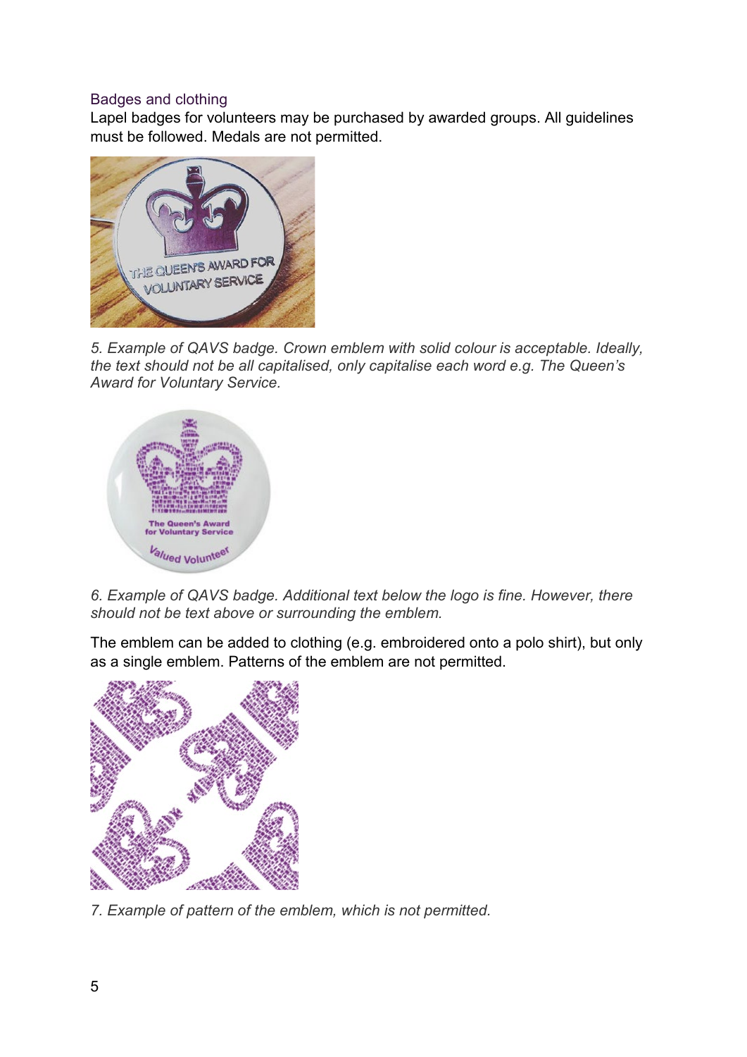## Badges and clothing

Lapel badges for volunteers may be purchased by awarded groups. All guidelines must be followed. Medals are not permitted.

*5. Example of QAVS badge. Crown emblem with solid colour is acceptable. Ideally, the text should not be all capitalised, only capitalise each word e.g. The Queen's Award for Voluntary Service.*

*6. Example of QAVS badge. Additional text below the logo is fine. However, there should not be text above or surrounding the emblem.*

The emblem can be added to clothing (e.g. embroidered onto a polo shirt), but only as a single emblem. Patterns of the emblem are not permitted.

*7. Example of pattern of the emblem, which is not permitted.*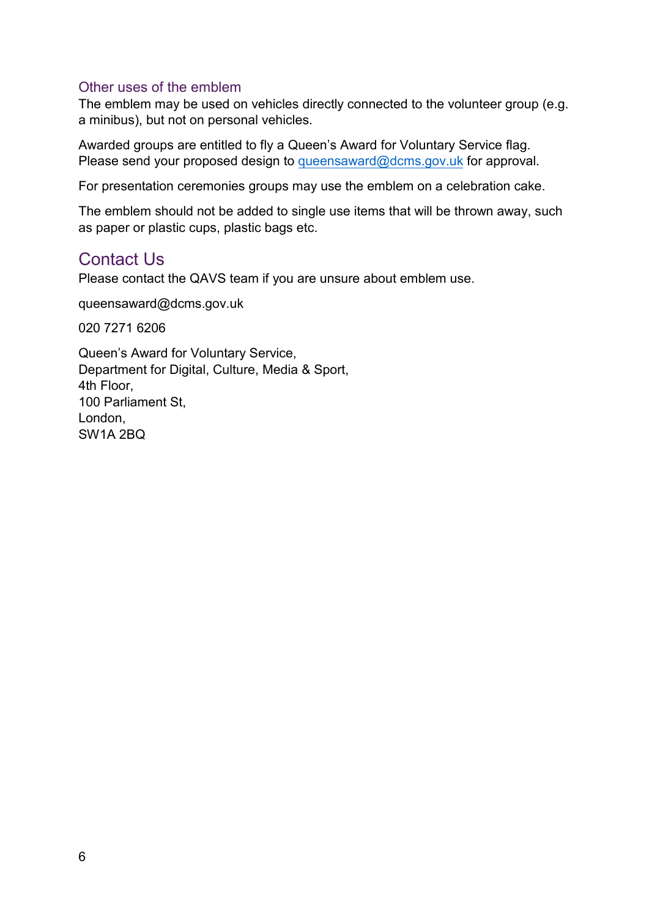### Other uses of the emblem

The emblem may be used on vehicles directly connected to the volunteer group (e.g. a minibus), but not on personal vehicles.

Awarded groups are entitled to fly a Queen's Award for Voluntary Service flag. Please send your proposed design to queensaward@dcms.gov.uk for approval.

For presentation ceremonies groups may use the emblem on a celebration cake.

The emblem should not be added to single use items that will be thrown away, such as paper or plastic cups, plastic bags etc.

## Contact Us

Please contact the QAVS team if you are unsure about emblem use.

queensaward@dcms.gov.uk

020 7271 6206

Queen's Award for Voluntary Service,
Department for Digital, Culture, Media & Sport,
4th Floor,
100 Parliament St,
London,
SW1A 2BQ